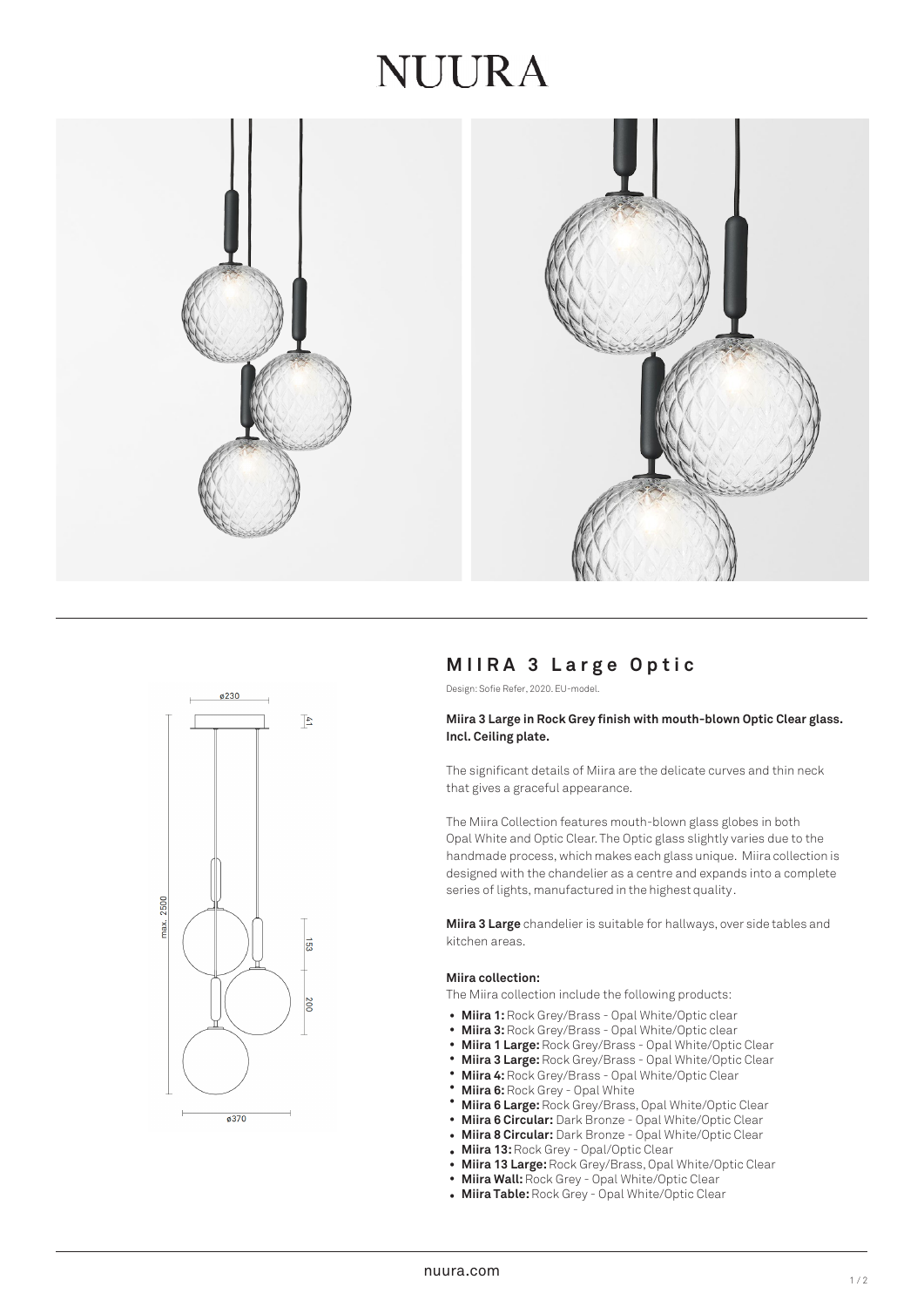# NUURA

## MIIRA 3 Large Optic

Design: Sofie Refer, 2020. EU-model.

**Miira 3 Large in Rock Grey finish with mouth-blown Optic Clear glass. Incl. Ceiling plate.**

The significant details of Miira are the delicate curves and thin neck that gives a graceful appearance.

The Miira Collection features mouth-blown glass globes in both Opal White and Optic Clear. The Optic glass slightly varies due to the handmade process, which makes each glass unique. Miira collection is designed with the chandelier as a centre and expands into a complete series of lights, manufactured in the highest quality.

**Miira 3 Large** chandelier is suitable for hallways, over side tables and kitchen areas.

**Miira collection:**

The Miira collection include the following products:

- **Miira 1:** Rock Grey/Brass - Opal White/Optic clear
- **Miira 3:** Rock Grey/Brass - Opal White/Optic clear
- **Miira 1 Large:** Rock Grey/Brass - Opal White/Optic Clear
- **Miira 3 Large:** Rock Grey/Brass - Opal White/Optic Clear
- **Miira 4:** Rock Grey/Brass - Opal White/Optic Clear
- **Miira 6:** Rock Grey - Opal White
- **Miira 6 Large:** Rock Grey/Brass, Opal White/Optic Clear
- **Miira 6 Circular:** Dark Bronze - Opal White/Optic Clear
- **Miira 8 Circular:** Dark Bronze - Opal White/Optic Clear
- **Miira 13:** Rock Grey - Opal/Optic Clear
- **Miira 13 Large:** Rock Grey/Brass, Opal White/Optic Clear
- **Miira Wall:** Rock Grey - Opal White/Optic Clear
- **Miira Table:** Rock Grey - Opal White/Optic Clear

nuura.com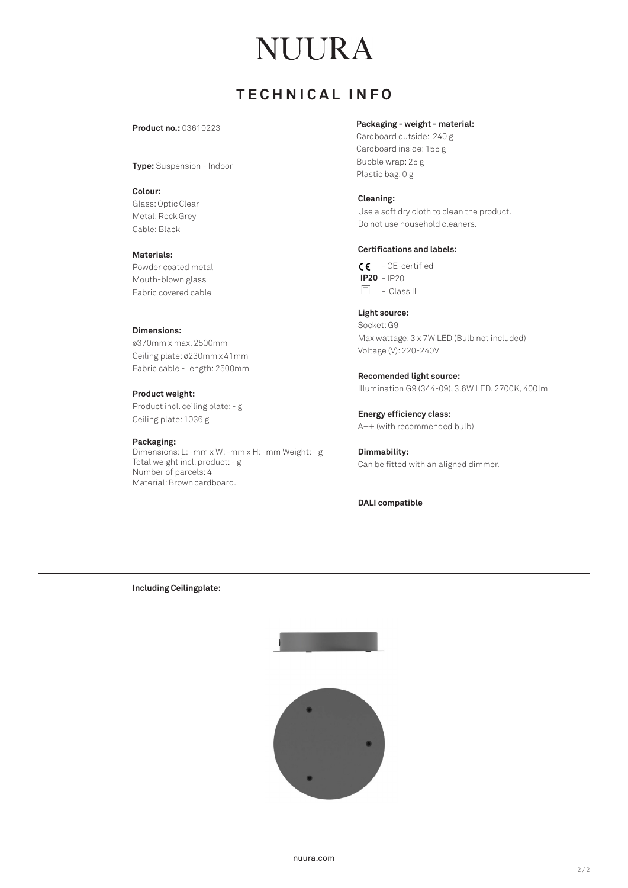# NUURA

## TECHNICAL INFO

**Product no.:** 03610223

**Type:** Suspension - Indoor

**Colour:**
Glass: Optic Clear
Metal: Rock Grey
Cable: Black

**Materials:**
Powder coated metal
Mouth-blown glass
Fabric covered cable

**Dimensions:**
ø370mm x max. 2500mm
Ceiling plate: ø230mm x 41mm
Fabric cable -Length: 2500mm

**Product weight:**
Product incl. ceiling plate: - g
Ceiling plate: 1036 g

**Packaging:**
Dimensions: L: -mm x W: -mm x H: -mm Weight: - g
Total weight incl. product: - g
Number of parcels: 4
Material: Brown cardboard.

**Packaging - weight - material:**
Cardboard outside: 240 g
Cardboard inside: 155 g
Bubble wrap: 25 g
Plastic bag: 0 g

**Cleaning:**
Use a soft dry cloth to clean the product.
Do not use household cleaners.

**Certifications and labels:**
CE - CE-certified
IP20 - IP20
▢ - Class II

**Light source:**
Socket: G9
Max wattage: 3 x 7W LED (Bulb not included)
Voltage (V): 220-240V

**Recomended light source:**
Illumination G9 (344-09), 3.6W LED, 2700K, 400lm

**Energy efficiency class:**
A++ (with recommended bulb)

**Dimmability:**
Can be fitted with an aligned dimmer.

**DALI compatible**

**Including Ceilingplate:**

nuura.com